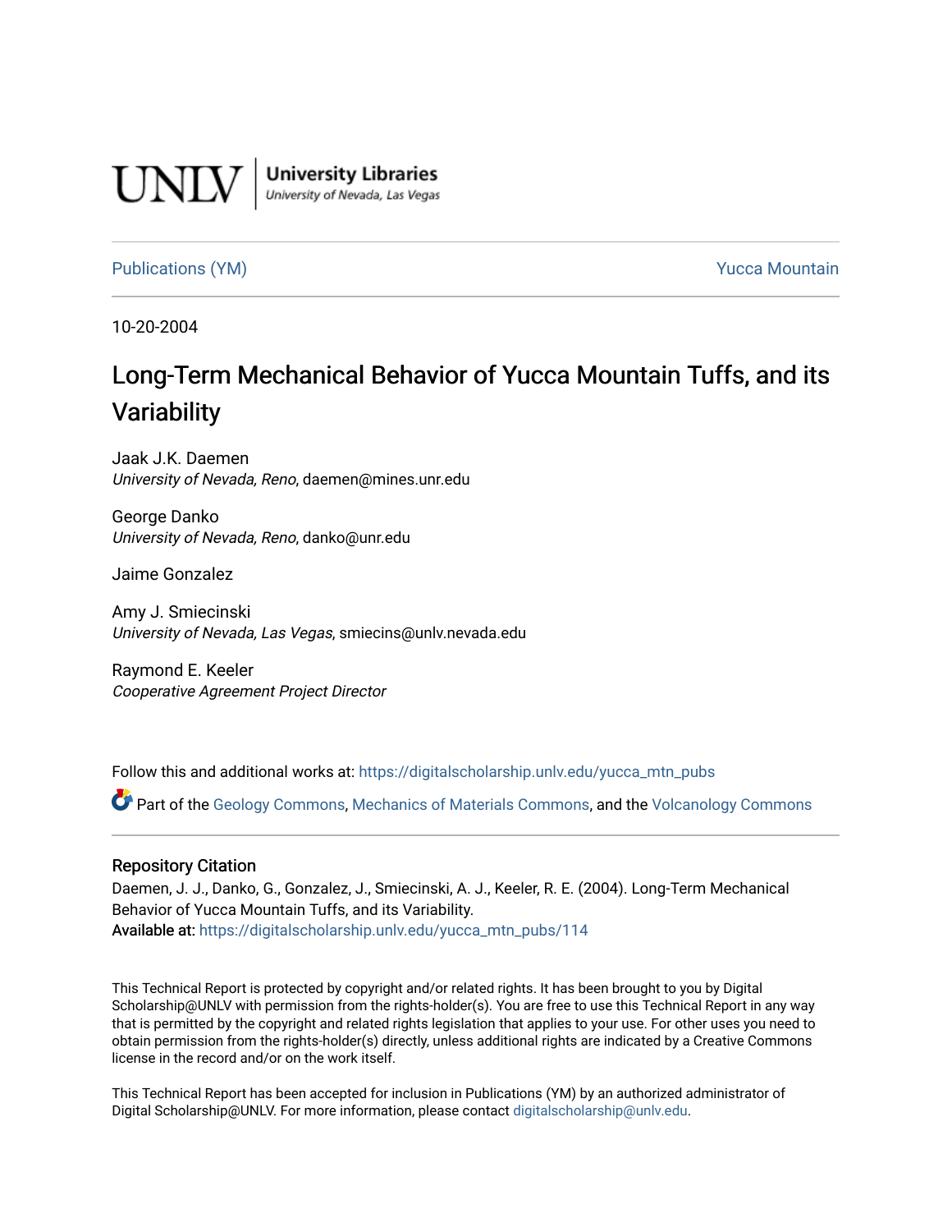**UNLV** | **University Libraries**
*University of Nevada, Las Vegas*

Publications (YM) | Yucca Mountain

10-20-2004

# Long-Term Mechanical Behavior of Yucca Mountain Tuffs, and its Variability

Jaak J.K. Daemen
*University of Nevada, Reno*, daemen@mines.unr.edu

George Danko
*University of Nevada, Reno*, danko@unr.edu

Jaime Gonzalez

Amy J. Smiecinski
*University of Nevada, Las Vegas*, smiecins@unlv.nevada.edu

Raymond E. Keeler
*Cooperative Agreement Project Director*

Follow this and additional works at: https://digitalscholarship.unlv.edu/yucca_mtn_pubs

Part of the Geology Commons, Mechanics of Materials Commons, and the Volcanology Commons

## Repository Citation

Daemen, J. J., Danko, G., Gonzalez, J., Smiecinski, A. J., Keeler, R. E. (2004). Long-Term Mechanical Behavior of Yucca Mountain Tuffs, and its Variability.
Available at: https://digitalscholarship.unlv.edu/yucca_mtn_pubs/114

This Technical Report is protected by copyright and/or related rights. It has been brought to you by Digital Scholarship@UNLV with permission from the rights-holder(s). You are free to use this Technical Report in any way that is permitted by the copyright and related rights legislation that applies to your use. For other uses you need to obtain permission from the rights-holder(s) directly, unless additional rights are indicated by a Creative Commons license in the record and/or on the work itself.

This Technical Report has been accepted for inclusion in Publications (YM) by an authorized administrator of Digital Scholarship@UNLV. For more information, please contact digitalscholarship@unlv.edu.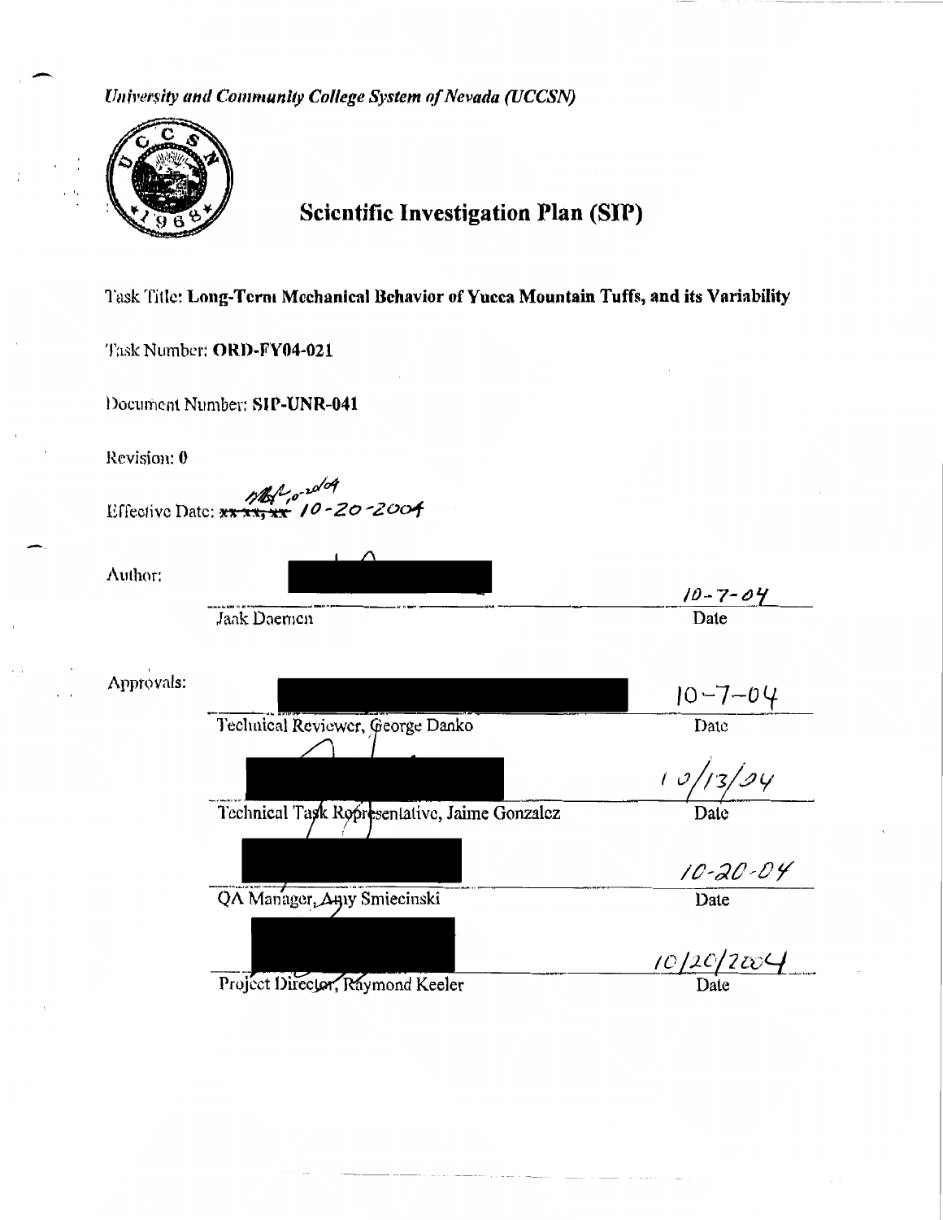*University and Community College System of Nevada (UCCSN)*

# Scientific Investigation Plan (SIP)

Task Title: **Long-Term Mechanical Behavior of Yucca Mountain Tuffs, and its Variability**

Task Number: **ORD-FY04-021**

Document Number: **SIP-UNR-041**

Revision: **0**

Effective Date: ~~xx xx, xx~~ 10-20-2004

| | | |
|---|---|---|
| Author: | Jaak Daemen | 10-7-04 |
| | | Date |
| Approvals: | Technical Reviewer, George Danko | 10-7-04 |
| | | Date |
| | Technical Task Representative, Jaime Gonzalez | 10/13/04 |
| | | Date |
| | QA Manager, Amy Smiecinski | 10-20-04 |
| | | Date |
| | Project Director, Raymond Keeler | 10/20/2004 |
| | | Date |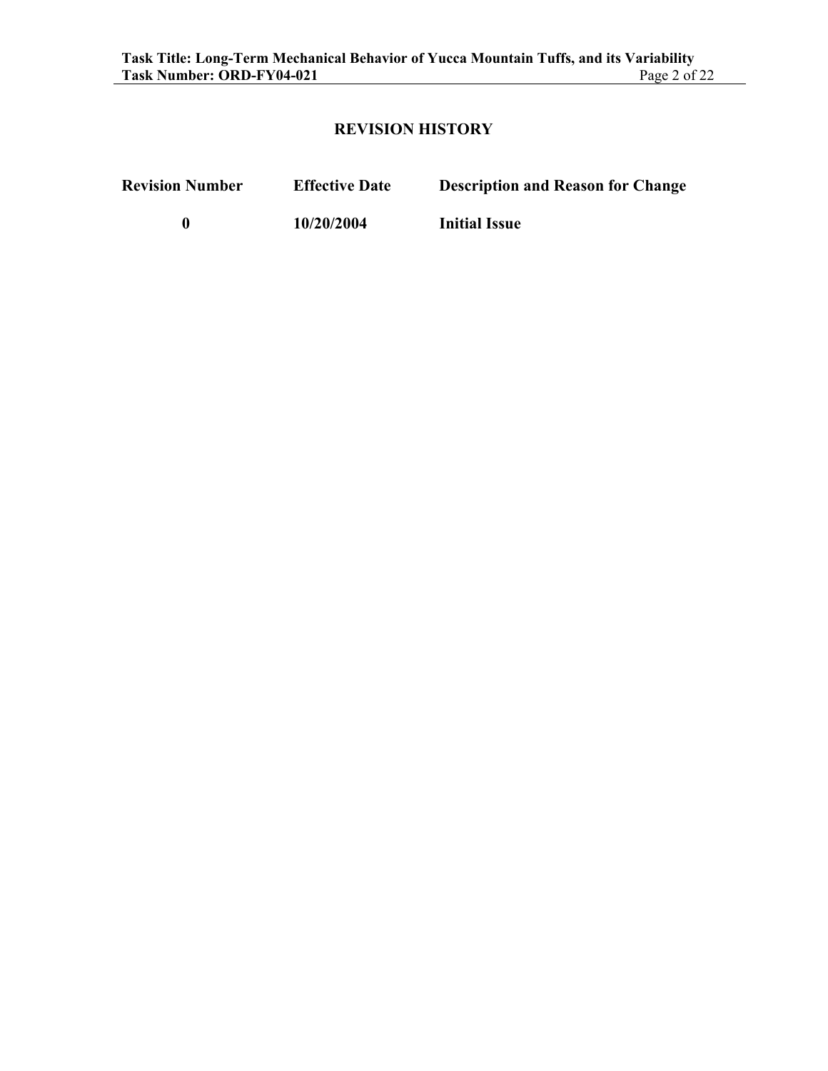## REVISION HISTORY

| Revision Number | Effective Date | Description and Reason for Change |
|---|---|---|
| 0 | 10/20/2004 | Initial Issue |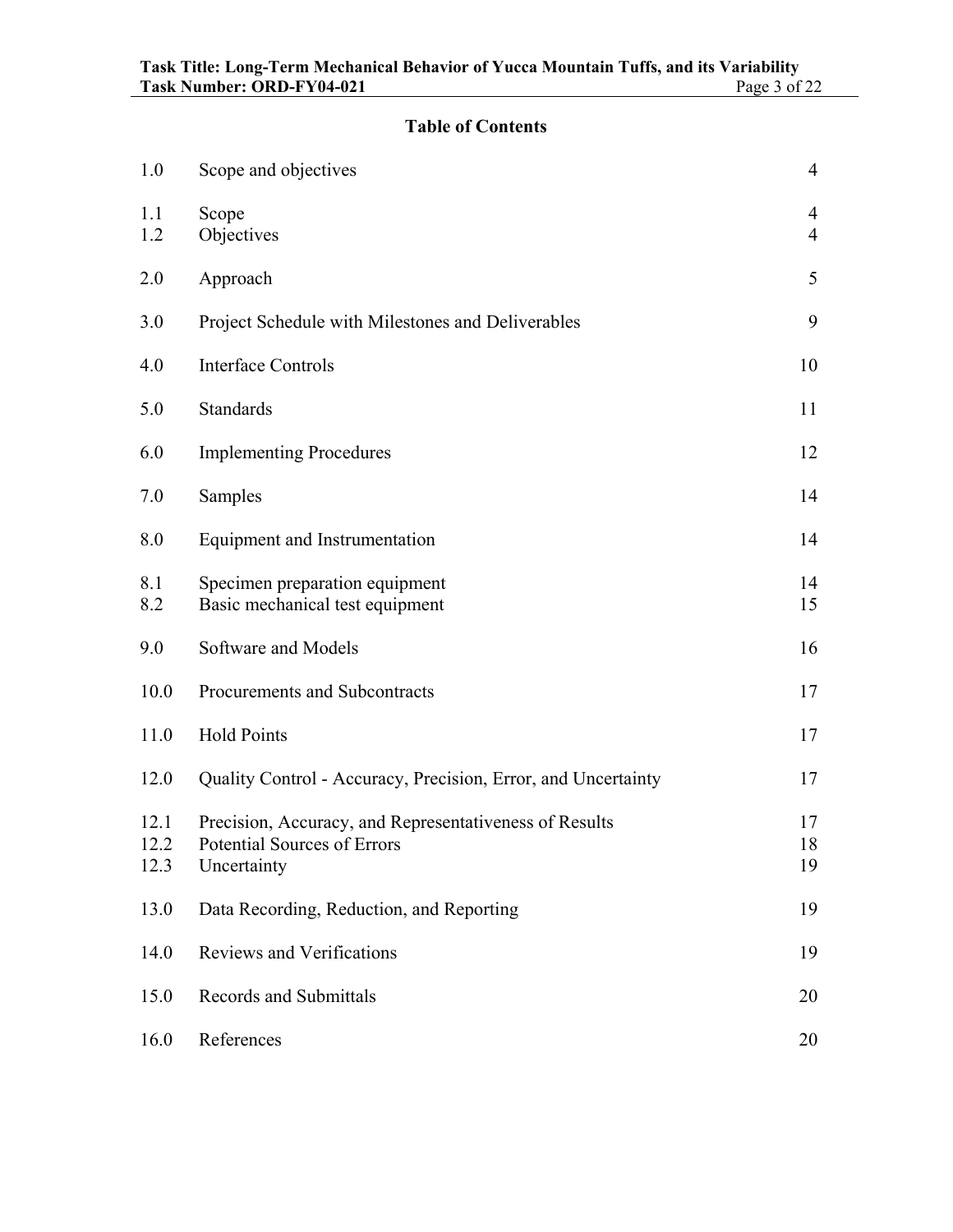## Table of Contents

| | | |
|---|---|---|
| 1.0 | Scope and objectives | 4 |
| 1.1 | Scope | 4 |
| 1.2 | Objectives | 4 |
| 2.0 | Approach | 5 |
| 3.0 | Project Schedule with Milestones and Deliverables | 9 |
| 4.0 | Interface Controls | 10 |
| 5.0 | Standards | 11 |
| 6.0 | Implementing Procedures | 12 |
| 7.0 | Samples | 14 |
| 8.0 | Equipment and Instrumentation | 14 |
| 8.1 | Specimen preparation equipment | 14 |
| 8.2 | Basic mechanical test equipment | 15 |
| 9.0 | Software and Models | 16 |
| 10.0 | Procurements and Subcontracts | 17 |
| 11.0 | Hold Points | 17 |
| 12.0 | Quality Control - Accuracy, Precision, Error, and Uncertainty | 17 |
| 12.1 | Precision, Accuracy, and Representativeness of Results | 17 |
| 12.2 | Potential Sources of Errors | 18 |
| 12.3 | Uncertainty | 19 |
| 13.0 | Data Recording, Reduction, and Reporting | 19 |
| 14.0 | Reviews and Verifications | 19 |
| 15.0 | Records and Submittals | 20 |
| 16.0 | References | 20 |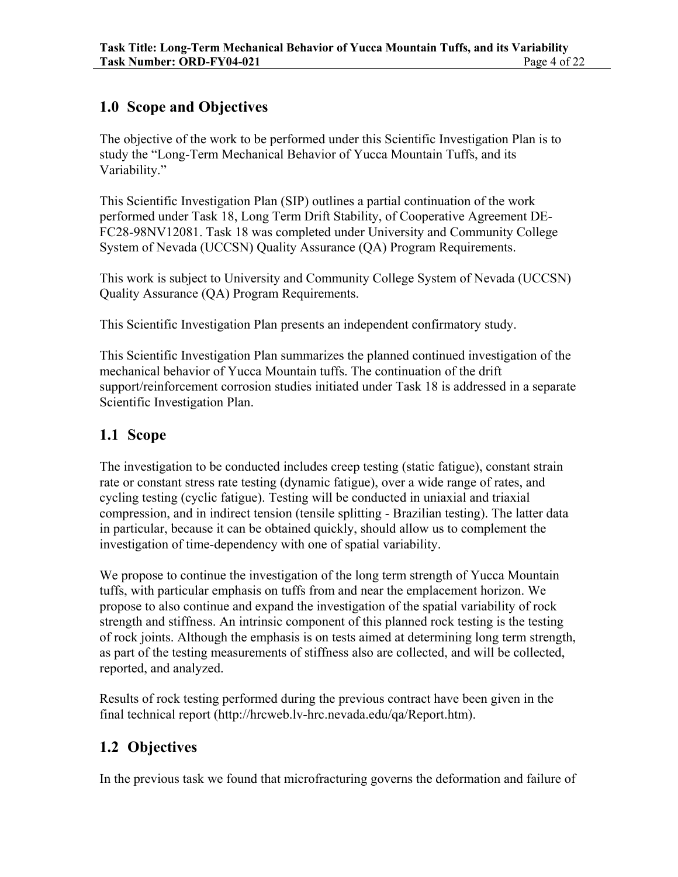## 1.0 Scope and Objectives

The objective of the work to be performed under this Scientific Investigation Plan is to study the "Long-Term Mechanical Behavior of Yucca Mountain Tuffs, and its Variability."

This Scientific Investigation Plan (SIP) outlines a partial continuation of the work performed under Task 18, Long Term Drift Stability, of Cooperative Agreement DE-FC28-98NV12081. Task 18 was completed under University and Community College System of Nevada (UCCSN) Quality Assurance (QA) Program Requirements.

This work is subject to University and Community College System of Nevada (UCCSN) Quality Assurance (QA) Program Requirements.

This Scientific Investigation Plan presents an independent confirmatory study.

This Scientific Investigation Plan summarizes the planned continued investigation of the mechanical behavior of Yucca Mountain tuffs. The continuation of the drift support/reinforcement corrosion studies initiated under Task 18 is addressed in a separate Scientific Investigation Plan.

## 1.1 Scope

The investigation to be conducted includes creep testing (static fatigue), constant strain rate or constant stress rate testing (dynamic fatigue), over a wide range of rates, and cycling testing (cyclic fatigue). Testing will be conducted in uniaxial and triaxial compression, and in indirect tension (tensile splitting - Brazilian testing). The latter data in particular, because it can be obtained quickly, should allow us to complement the investigation of time-dependency with one of spatial variability.

We propose to continue the investigation of the long term strength of Yucca Mountain tuffs, with particular emphasis on tuffs from and near the emplacement horizon. We propose to also continue and expand the investigation of the spatial variability of rock strength and stiffness. An intrinsic component of this planned rock testing is the testing of rock joints. Although the emphasis is on tests aimed at determining long term strength, as part of the testing measurements of stiffness also are collected, and will be collected, reported, and analyzed.

Results of rock testing performed during the previous contract have been given in the final technical report (http://hrcweb.lv-hrc.nevada.edu/qa/Report.htm).

## 1.2 Objectives

In the previous task we found that microfracturing governs the deformation and failure of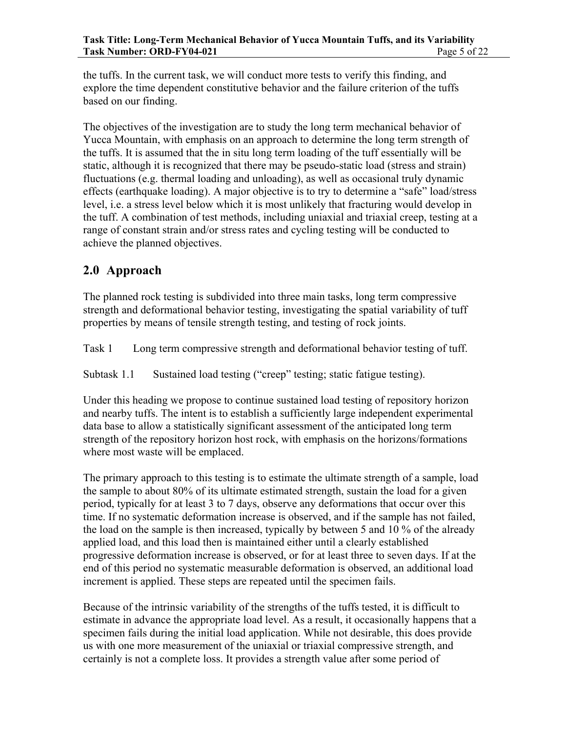the tuffs. In the current task, we will conduct more tests to verify this finding, and explore the time dependent constitutive behavior and the failure criterion of the tuffs based on our finding.

The objectives of the investigation are to study the long term mechanical behavior of Yucca Mountain, with emphasis on an approach to determine the long term strength of the tuffs. It is assumed that the in situ long term loading of the tuff essentially will be static, although it is recognized that there may be pseudo-static load (stress and strain) fluctuations (e.g. thermal loading and unloading), as well as occasional truly dynamic effects (earthquake loading). A major objective is to try to determine a "safe" load/stress level, i.e. a stress level below which it is most unlikely that fracturing would develop in the tuff. A combination of test methods, including uniaxial and triaxial creep, testing at a range of constant strain and/or stress rates and cycling testing will be conducted to achieve the planned objectives.

## 2.0 Approach

The planned rock testing is subdivided into three main tasks, long term compressive strength and deformational behavior testing, investigating the spatial variability of tuff properties by means of tensile strength testing, and testing of rock joints.

Task 1 Long term compressive strength and deformational behavior testing of tuff.

Subtask 1.1 Sustained load testing ("creep" testing; static fatigue testing).

Under this heading we propose to continue sustained load testing of repository horizon and nearby tuffs. The intent is to establish a sufficiently large independent experimental data base to allow a statistically significant assessment of the anticipated long term strength of the repository horizon host rock, with emphasis on the horizons/formations where most waste will be emplaced.

The primary approach to this testing is to estimate the ultimate strength of a sample, load the sample to about 80% of its ultimate estimated strength, sustain the load for a given period, typically for at least 3 to 7 days, observe any deformations that occur over this time. If no systematic deformation increase is observed, and if the sample has not failed, the load on the sample is then increased, typically by between 5 and 10 % of the already applied load, and this load then is maintained either until a clearly established progressive deformation increase is observed, or for at least three to seven days. If at the end of this period no systematic measurable deformation is observed, an additional load increment is applied. These steps are repeated until the specimen fails.

Because of the intrinsic variability of the strengths of the tuffs tested, it is difficult to estimate in advance the appropriate load level. As a result, it occasionally happens that a specimen fails during the initial load application. While not desirable, this does provide us with one more measurement of the uniaxial or triaxial compressive strength, and certainly is not a complete loss. It provides a strength value after some period of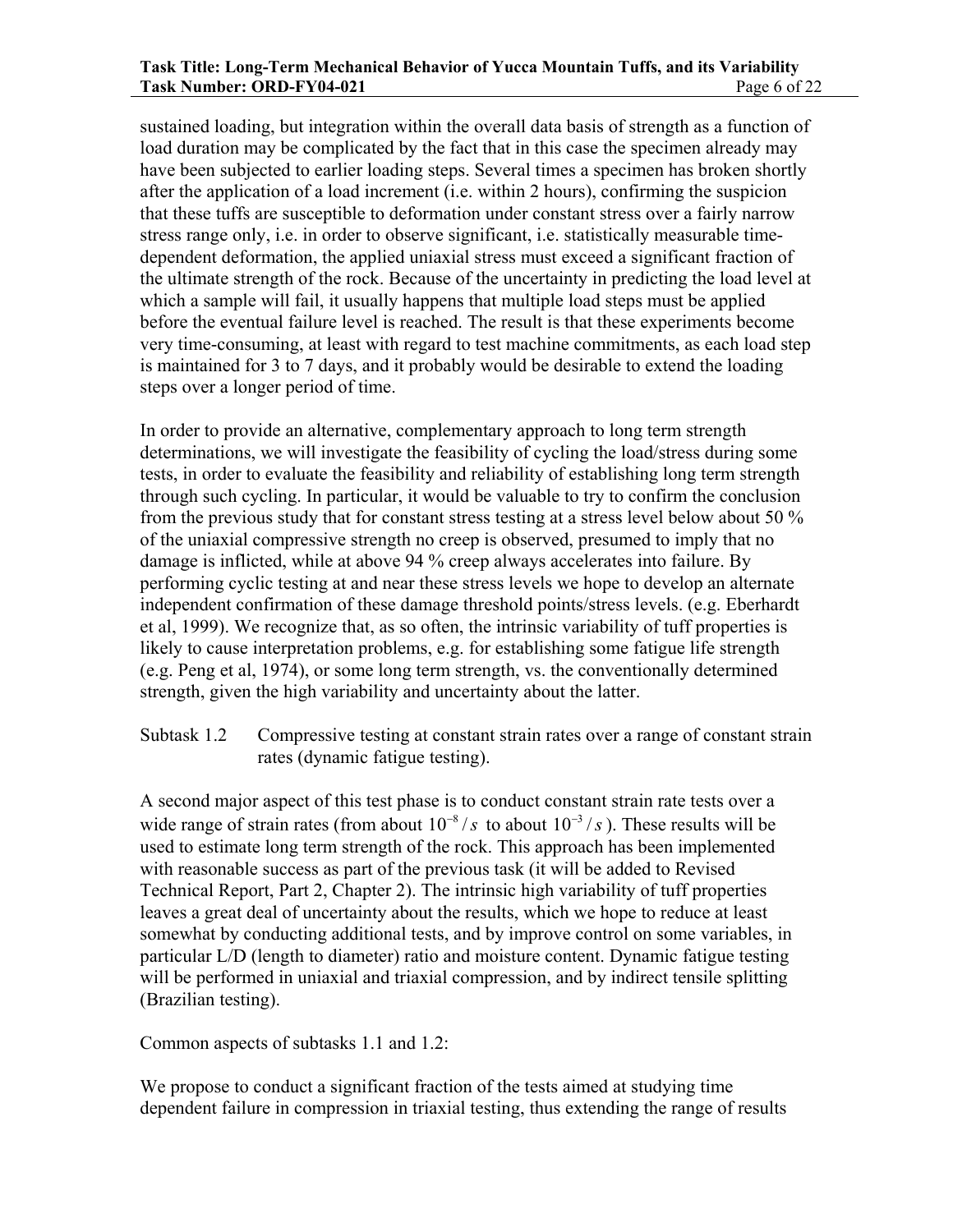sustained loading, but integration within the overall data basis of strength as a function of load duration may be complicated by the fact that in this case the specimen already may have been subjected to earlier loading steps. Several times a specimen has broken shortly after the application of a load increment (i.e. within 2 hours), confirming the suspicion that these tuffs are susceptible to deformation under constant stress over a fairly narrow stress range only, i.e. in order to observe significant, i.e. statistically measurable time-dependent deformation, the applied uniaxial stress must exceed a significant fraction of the ultimate strength of the rock. Because of the uncertainty in predicting the load level at which a sample will fail, it usually happens that multiple load steps must be applied before the eventual failure level is reached. The result is that these experiments become very time-consuming, at least with regard to test machine commitments, as each load step is maintained for 3 to 7 days, and it probably would be desirable to extend the loading steps over a longer period of time.

In order to provide an alternative, complementary approach to long term strength determinations, we will investigate the feasibility of cycling the load/stress during some tests, in order to evaluate the feasibility and reliability of establishing long term strength through such cycling. In particular, it would be valuable to try to confirm the conclusion from the previous study that for constant stress testing at a stress level below about 50 % of the uniaxial compressive strength no creep is observed, presumed to imply that no damage is inflicted, while at above 94 % creep always accelerates into failure. By performing cyclic testing at and near these stress levels we hope to develop an alternate independent confirmation of these damage threshold points/stress levels. (e.g. Eberhardt et al, 1999). We recognize that, as so often, the intrinsic variability of tuff properties is likely to cause interpretation problems, e.g. for establishing some fatigue life strength (e.g. Peng et al, 1974), or some long term strength, vs. the conventionally determined strength, given the high variability and uncertainty about the latter.

Subtask 1.2 Compressive testing at constant strain rates over a range of constant strain rates (dynamic fatigue testing).

A second major aspect of this test phase is to conduct constant strain rate tests over a wide range of strain rates (from about $10^{-8}/s$ to about $10^{-3}/s$). These results will be used to estimate long term strength of the rock. This approach has been implemented with reasonable success as part of the previous task (it will be added to Revised Technical Report, Part 2, Chapter 2). The intrinsic high variability of tuff properties leaves a great deal of uncertainty about the results, which we hope to reduce at least somewhat by conducting additional tests, and by improve control on some variables, in particular L/D (length to diameter) ratio and moisture content. Dynamic fatigue testing will be performed in uniaxial and triaxial compression, and by indirect tensile splitting (Brazilian testing).

Common aspects of subtasks 1.1 and 1.2:

We propose to conduct a significant fraction of the tests aimed at studying time dependent failure in compression in triaxial testing, thus extending the range of results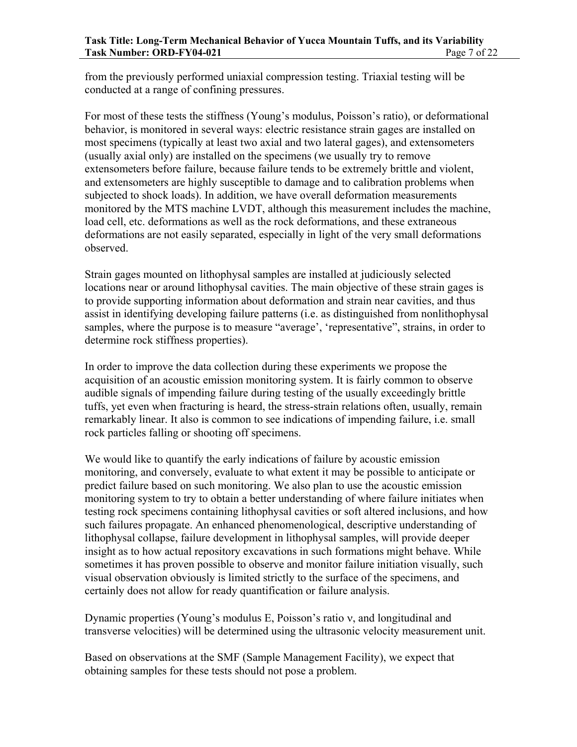from the previously performed uniaxial compression testing. Triaxial testing will be conducted at a range of confining pressures.

For most of these tests the stiffness (Young's modulus, Poisson's ratio), or deformational behavior, is monitored in several ways: electric resistance strain gages are installed on most specimens (typically at least two axial and two lateral gages), and extensometers (usually axial only) are installed on the specimens (we usually try to remove extensometers before failure, because failure tends to be extremely brittle and violent, and extensometers are highly susceptible to damage and to calibration problems when subjected to shock loads). In addition, we have overall deformation measurements monitored by the MTS machine LVDT, although this measurement includes the machine, load cell, etc. deformations as well as the rock deformations, and these extraneous deformations are not easily separated, especially in light of the very small deformations observed.

Strain gages mounted on lithophysal samples are installed at judiciously selected locations near or around lithophysal cavities. The main objective of these strain gages is to provide supporting information about deformation and strain near cavities, and thus assist in identifying developing failure patterns (i.e. as distinguished from nonlithophysal samples, where the purpose is to measure "average', 'representative", strains, in order to determine rock stiffness properties).

In order to improve the data collection during these experiments we propose the acquisition of an acoustic emission monitoring system. It is fairly common to observe audible signals of impending failure during testing of the usually exceedingly brittle tuffs, yet even when fracturing is heard, the stress-strain relations often, usually, remain remarkably linear. It also is common to see indications of impending failure, i.e. small rock particles falling or shooting off specimens.

We would like to quantify the early indications of failure by acoustic emission monitoring, and conversely, evaluate to what extent it may be possible to anticipate or predict failure based on such monitoring. We also plan to use the acoustic emission monitoring system to try to obtain a better understanding of where failure initiates when testing rock specimens containing lithophysal cavities or soft altered inclusions, and how such failures propagate. An enhanced phenomenological, descriptive understanding of lithophysal collapse, failure development in lithophysal samples, will provide deeper insight as to how actual repository excavations in such formations might behave. While sometimes it has proven possible to observe and monitor failure initiation visually, such visual observation obviously is limited strictly to the surface of the specimens, and certainly does not allow for ready quantification or failure analysis.

Dynamic properties (Young's modulus $E$, Poisson's ratio $\nu$, and longitudinal and transverse velocities) will be determined using the ultrasonic velocity measurement unit.

Based on observations at the SMF (Sample Management Facility), we expect that obtaining samples for these tests should not pose a problem.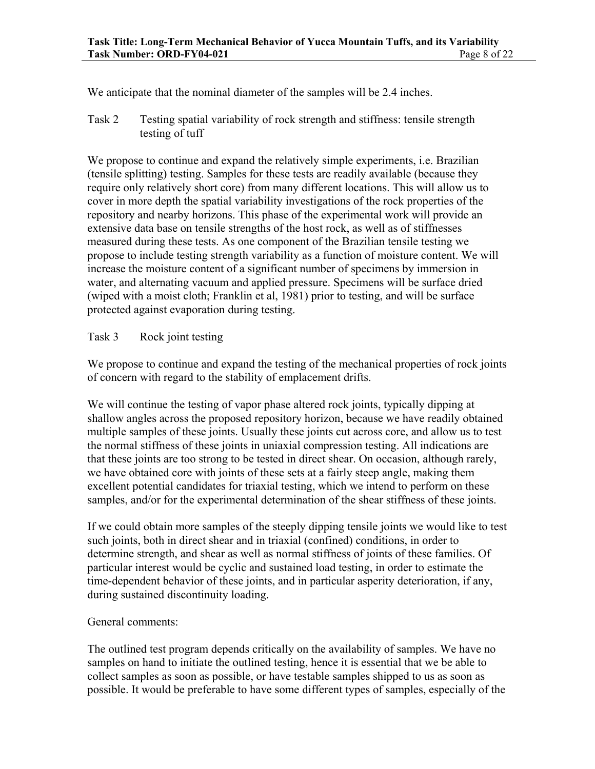We anticipate that the nominal diameter of the samples will be 2.4 inches.

Task 2 Testing spatial variability of rock strength and stiffness: tensile strength testing of tuff

We propose to continue and expand the relatively simple experiments, i.e. Brazilian (tensile splitting) testing. Samples for these tests are readily available (because they require only relatively short core) from many different locations. This will allow us to cover in more depth the spatial variability investigations of the rock properties of the repository and nearby horizons. This phase of the experimental work will provide an extensive data base on tensile strengths of the host rock, as well as of stiffnesses measured during these tests. As one component of the Brazilian tensile testing we propose to include testing strength variability as a function of moisture content. We will increase the moisture content of a significant number of specimens by immersion in water, and alternating vacuum and applied pressure. Specimens will be surface dried (wiped with a moist cloth; Franklin et al, 1981) prior to testing, and will be surface protected against evaporation during testing.

Task 3 Rock joint testing

We propose to continue and expand the testing of the mechanical properties of rock joints of concern with regard to the stability of emplacement drifts.

We will continue the testing of vapor phase altered rock joints, typically dipping at shallow angles across the proposed repository horizon, because we have readily obtained multiple samples of these joints. Usually these joints cut across core, and allow us to test the normal stiffness of these joints in uniaxial compression testing. All indications are that these joints are too strong to be tested in direct shear. On occasion, although rarely, we have obtained core with joints of these sets at a fairly steep angle, making them excellent potential candidates for triaxial testing, which we intend to perform on these samples, and/or for the experimental determination of the shear stiffness of these joints.

If we could obtain more samples of the steeply dipping tensile joints we would like to test such joints, both in direct shear and in triaxial (confined) conditions, in order to determine strength, and shear as well as normal stiffness of joints of these families. Of particular interest would be cyclic and sustained load testing, in order to estimate the time-dependent behavior of these joints, and in particular asperity deterioration, if any, during sustained discontinuity loading.

General comments:

The outlined test program depends critically on the availability of samples. We have no samples on hand to initiate the outlined testing, hence it is essential that we be able to collect samples as soon as possible, or have testable samples shipped to us as soon as possible. It would be preferable to have some different types of samples, especially of the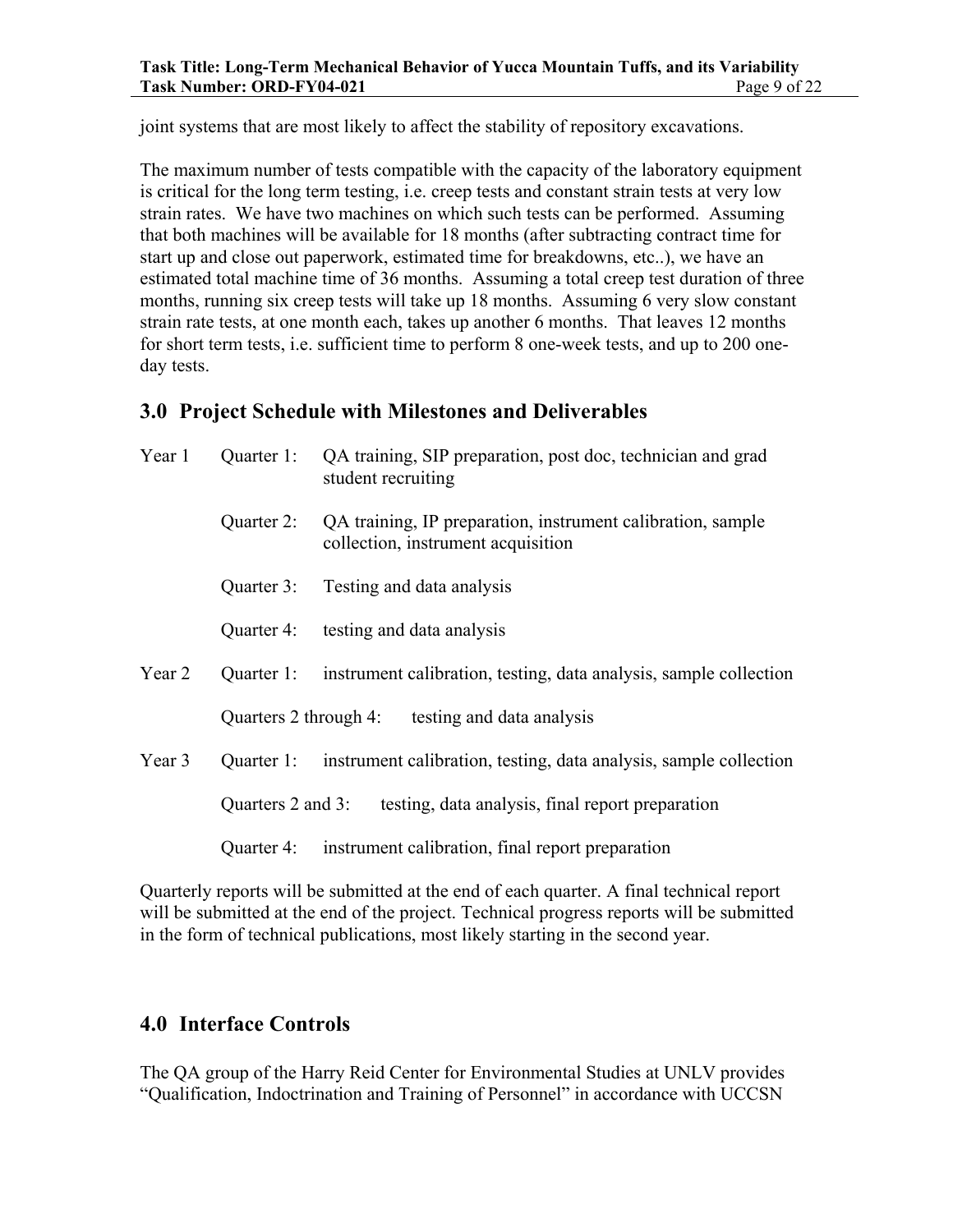joint systems that are most likely to affect the stability of repository excavations.

The maximum number of tests compatible with the capacity of the laboratory equipment is critical for the long term testing, i.e. creep tests and constant strain tests at very low strain rates. We have two machines on which such tests can be performed. Assuming that both machines will be available for 18 months (after subtracting contract time for start up and close out paperwork, estimated time for breakdowns, etc..), we have an estimated total machine time of 36 months. Assuming a total creep test duration of three months, running six creep tests will take up 18 months. Assuming 6 very slow constant strain rate tests, at one month each, takes up another 6 months. That leaves 12 months for short term tests, i.e. sufficient time to perform 8 one-week tests, and up to 200 one-day tests.

## 3.0 Project Schedule with Milestones and Deliverables

Year 1

- Quarter 1: QA training, SIP preparation, post doc, technician and grad student recruiting
- Quarter 2: QA training, IP preparation, instrument calibration, sample collection, instrument acquisition
- Quarter 3: Testing and data analysis
- Quarter 4: testing and data analysis

Year 2

- Quarter 1: instrument calibration, testing, data analysis, sample collection
- Quarters 2 through 4: testing and data analysis

Year 3

- Quarter 1: instrument calibration, testing, data analysis, sample collection
- Quarters 2 and 3: testing, data analysis, final report preparation
- Quarter 4: instrument calibration, final report preparation

Quarterly reports will be submitted at the end of each quarter. A final technical report will be submitted at the end of the project. Technical progress reports will be submitted in the form of technical publications, most likely starting in the second year.

## 4.0 Interface Controls

The QA group of the Harry Reid Center for Environmental Studies at UNLV provides "Qualification, Indoctrination and Training of Personnel" in accordance with UCCSN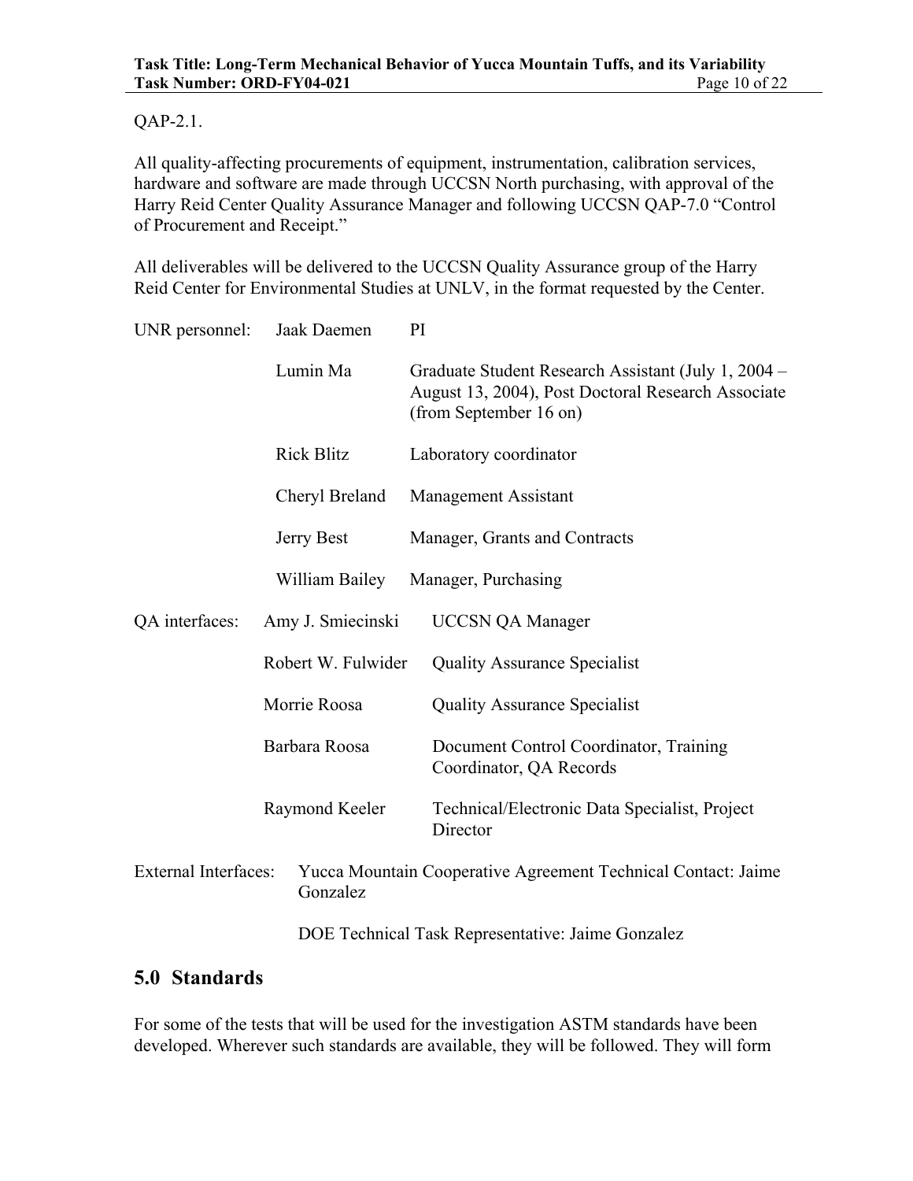QAP-2.1.

All quality-affecting procurements of equipment, instrumentation, calibration services, hardware and software are made through UCCSN North purchasing, with approval of the Harry Reid Center Quality Assurance Manager and following UCCSN QAP-7.0 "Control of Procurement and Receipt."

All deliverables will be delivered to the UCCSN Quality Assurance group of the Harry Reid Center for Environmental Studies at UNLV, in the format requested by the Center.

| | | |
|---|---|---|
| UNR personnel: | Jaak Daemen | PI |
| | Lumin Ma | Graduate Student Research Assistant (July 1, 2004 – August 13, 2004), Post Doctoral Research Associate (from September 16 on) |
| | Rick Blitz | Laboratory coordinator |
| | Cheryl Breland | Management Assistant |
| | Jerry Best | Manager, Grants and Contracts |
| | William Bailey | Manager, Purchasing |
| QA interfaces: | Amy J. Smiecinski | UCCSN QA Manager |
| | Robert W. Fulwider | Quality Assurance Specialist |
| | Morrie Roosa | Quality Assurance Specialist |
| | Barbara Roosa | Document Control Coordinator, Training Coordinator, QA Records |
| | Raymond Keeler | Technical/Electronic Data Specialist, Project Director |

External Interfaces: Yucca Mountain Cooperative Agreement Technical Contact: Jaime Gonzalez

DOE Technical Task Representative: Jaime Gonzalez

## 5.0 Standards

For some of the tests that will be used for the investigation ASTM standards have been developed. Wherever such standards are available, they will be followed. They will form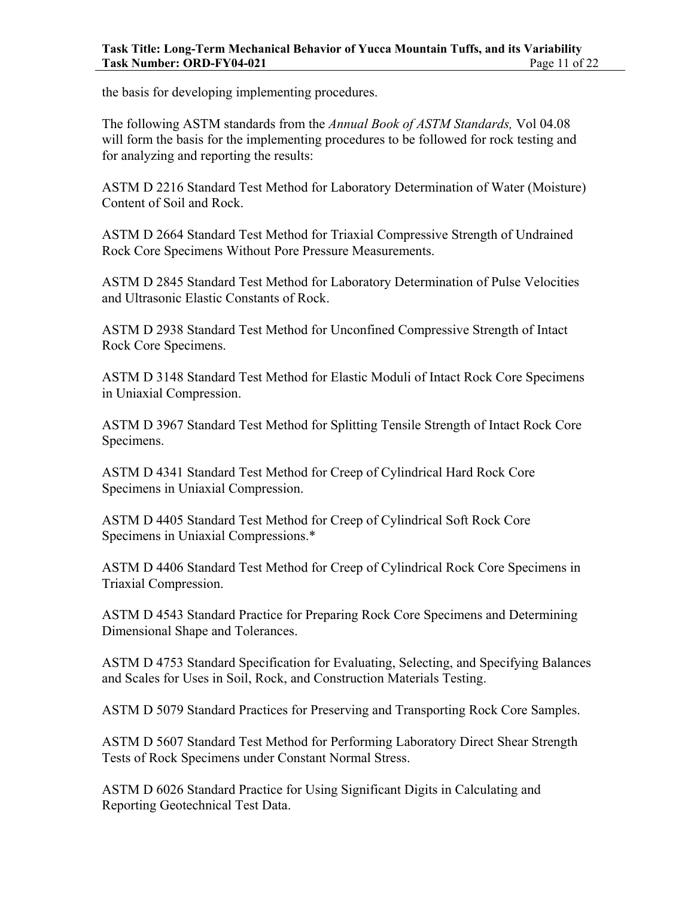the basis for developing implementing procedures.

The following ASTM standards from the *Annual Book of ASTM Standards,* Vol 04.08 will form the basis for the implementing procedures to be followed for rock testing and for analyzing and reporting the results:

ASTM D 2216 Standard Test Method for Laboratory Determination of Water (Moisture) Content of Soil and Rock.

ASTM D 2664 Standard Test Method for Triaxial Compressive Strength of Undrained Rock Core Specimens Without Pore Pressure Measurements.

ASTM D 2845 Standard Test Method for Laboratory Determination of Pulse Velocities and Ultrasonic Elastic Constants of Rock.

ASTM D 2938 Standard Test Method for Unconfined Compressive Strength of Intact Rock Core Specimens.

ASTM D 3148 Standard Test Method for Elastic Moduli of Intact Rock Core Specimens in Uniaxial Compression.

ASTM D 3967 Standard Test Method for Splitting Tensile Strength of Intact Rock Core Specimens.

ASTM D 4341 Standard Test Method for Creep of Cylindrical Hard Rock Core Specimens in Uniaxial Compression.

ASTM D 4405 Standard Test Method for Creep of Cylindrical Soft Rock Core Specimens in Uniaxial Compressions.*

ASTM D 4406 Standard Test Method for Creep of Cylindrical Rock Core Specimens in Triaxial Compression.

ASTM D 4543 Standard Practice for Preparing Rock Core Specimens and Determining Dimensional Shape and Tolerances.

ASTM D 4753 Standard Specification for Evaluating, Selecting, and Specifying Balances and Scales for Uses in Soil, Rock, and Construction Materials Testing.

ASTM D 5079 Standard Practices for Preserving and Transporting Rock Core Samples.

ASTM D 5607 Standard Test Method for Performing Laboratory Direct Shear Strength Tests of Rock Specimens under Constant Normal Stress.

ASTM D 6026 Standard Practice for Using Significant Digits in Calculating and Reporting Geotechnical Test Data.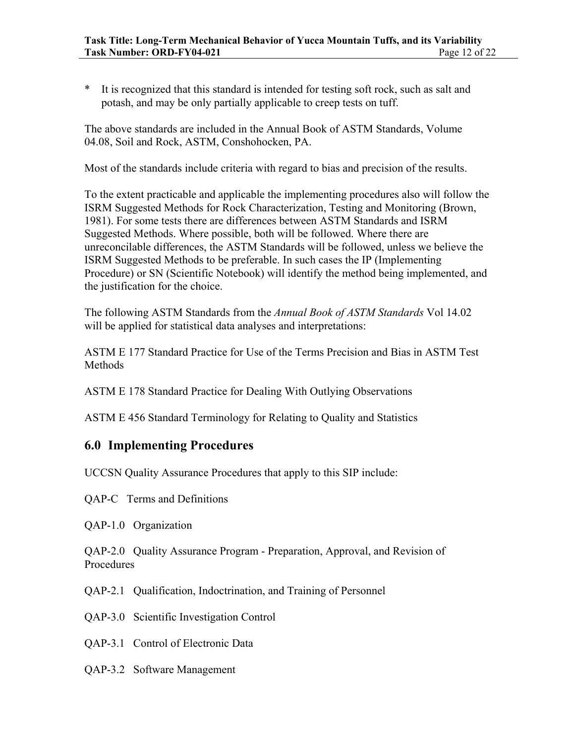* It is recognized that this standard is intended for testing soft rock, such as salt and potash, and may be only partially applicable to creep tests on tuff.

The above standards are included in the Annual Book of ASTM Standards, Volume 04.08, Soil and Rock, ASTM, Conshohocken, PA.

Most of the standards include criteria with regard to bias and precision of the results.

To the extent practicable and applicable the implementing procedures also will follow the ISRM Suggested Methods for Rock Characterization, Testing and Monitoring (Brown, 1981). For some tests there are differences between ASTM Standards and ISRM Suggested Methods. Where possible, both will be followed. Where there are unreconcilable differences, the ASTM Standards will be followed, unless we believe the ISRM Suggested Methods to be preferable. In such cases the IP (Implementing Procedure) or SN (Scientific Notebook) will identify the method being implemented, and the justification for the choice.

The following ASTM Standards from the *Annual Book of ASTM Standards* Vol 14.02 will be applied for statistical data analyses and interpretations:

ASTM E 177 Standard Practice for Use of the Terms Precision and Bias in ASTM Test Methods

ASTM E 178 Standard Practice for Dealing With Outlying Observations

ASTM E 456 Standard Terminology for Relating to Quality and Statistics

## 6.0 Implementing Procedures

UCCSN Quality Assurance Procedures that apply to this SIP include:

QAP-C Terms and Definitions

QAP-1.0 Organization

QAP-2.0 Quality Assurance Program - Preparation, Approval, and Revision of Procedures

QAP-2.1 Qualification, Indoctrination, and Training of Personnel

QAP-3.0 Scientific Investigation Control

QAP-3.1 Control of Electronic Data

QAP-3.2 Software Management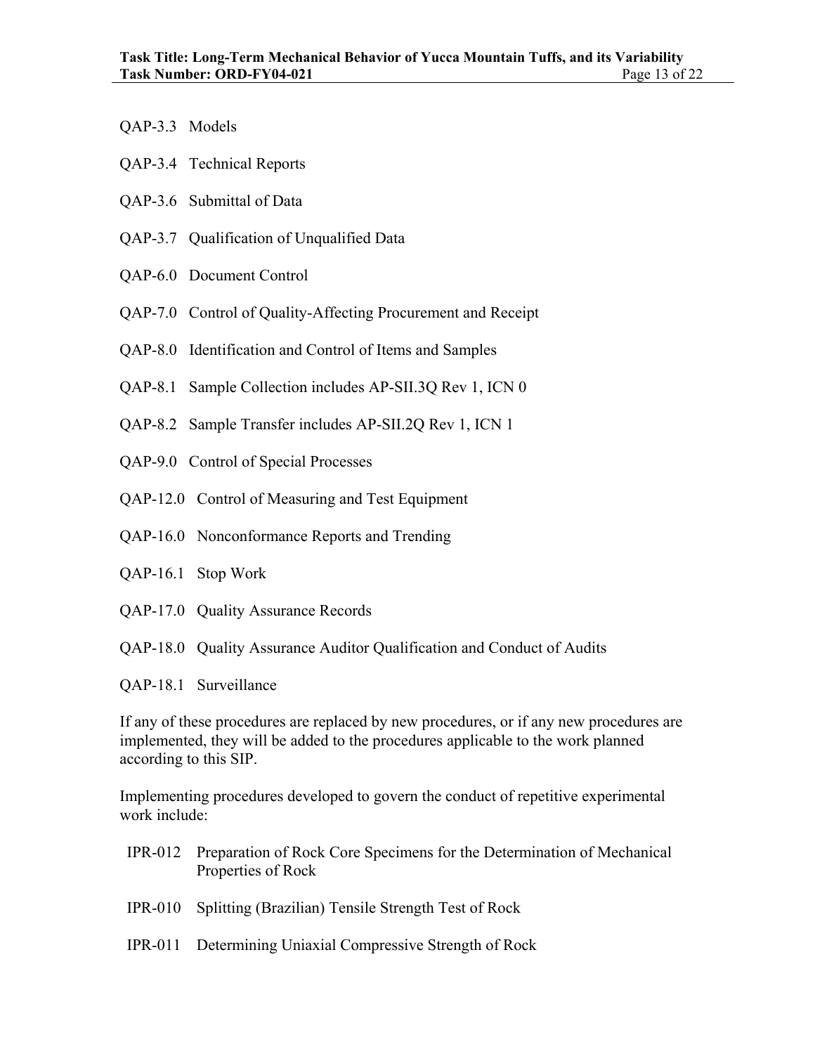QAP-3.3 Models

QAP-3.4 Technical Reports

QAP-3.6 Submittal of Data

QAP-3.7 Qualification of Unqualified Data

QAP-6.0 Document Control

QAP-7.0 Control of Quality-Affecting Procurement and Receipt

QAP-8.0 Identification and Control of Items and Samples

QAP-8.1 Sample Collection includes AP-SII.3Q Rev 1, ICN 0

QAP-8.2 Sample Transfer includes AP-SII.2Q Rev 1, ICN 1

QAP-9.0 Control of Special Processes

QAP-12.0 Control of Measuring and Test Equipment

QAP-16.0 Nonconformance Reports and Trending

QAP-16.1 Stop Work

QAP-17.0 Quality Assurance Records

QAP-18.0 Quality Assurance Auditor Qualification and Conduct of Audits

QAP-18.1 Surveillance

If any of these procedures are replaced by new procedures, or if any new procedures are implemented, they will be added to the procedures applicable to the work planned according to this SIP.

Implementing procedures developed to govern the conduct of repetitive experimental work include:

IPR-012 Preparation of Rock Core Specimens for the Determination of Mechanical Properties of Rock

IPR-010 Splitting (Brazilian) Tensile Strength Test of Rock

IPR-011 Determining Uniaxial Compressive Strength of Rock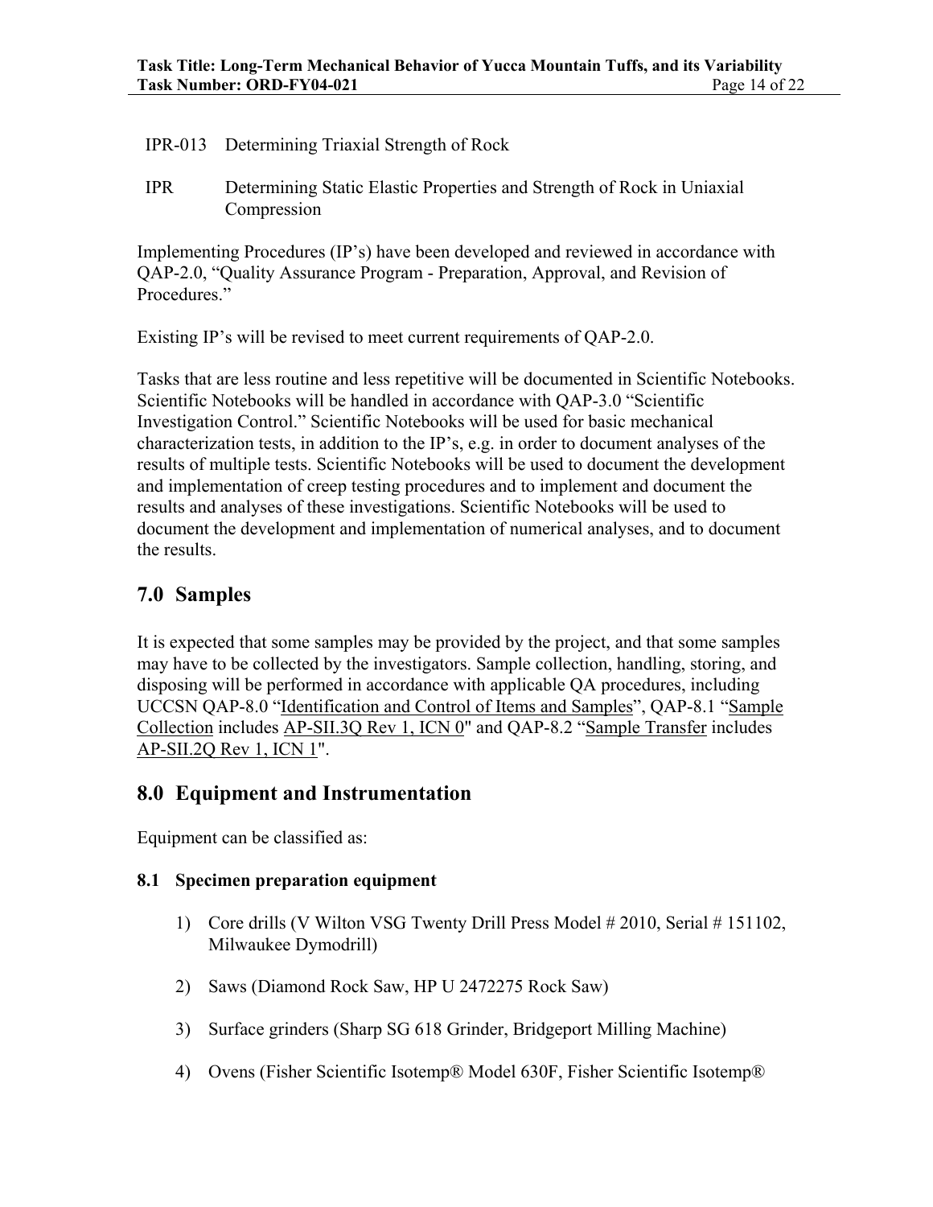IPR-013 Determining Triaxial Strength of Rock

IPR Determining Static Elastic Properties and Strength of Rock in Uniaxial Compression

Implementing Procedures (IP's) have been developed and reviewed in accordance with QAP-2.0, "Quality Assurance Program - Preparation, Approval, and Revision of Procedures."

Existing IP's will be revised to meet current requirements of QAP-2.0.

Tasks that are less routine and less repetitive will be documented in Scientific Notebooks. Scientific Notebooks will be handled in accordance with QAP-3.0 "Scientific Investigation Control." Scientific Notebooks will be used for basic mechanical characterization tests, in addition to the IP's, e.g. in order to document analyses of the results of multiple tests. Scientific Notebooks will be used to document the development and implementation of creep testing procedures and to implement and document the results and analyses of these investigations. Scientific Notebooks will be used to document the development and implementation of numerical analyses, and to document the results.

## 7.0 Samples

It is expected that some samples may be provided by the project, and that some samples may have to be collected by the investigators. Sample collection, handling, storing, and disposing will be performed in accordance with applicable QA procedures, including UCCSN QAP-8.0 "Identification and Control of Items and Samples", QAP-8.1 "Sample Collection includes AP-SII.3Q Rev 1, ICN 0" and QAP-8.2 "Sample Transfer includes AP-SII.2Q Rev 1, ICN 1".

## 8.0 Equipment and Instrumentation

Equipment can be classified as:

### 8.1 Specimen preparation equipment

1) Core drills (V Wilton VSG Twenty Drill Press Model # 2010, Serial # 151102, Milwaukee Dymodrill)
2) Saws (Diamond Rock Saw, HP U 2472275 Rock Saw)
3) Surface grinders (Sharp SG 618 Grinder, Bridgeport Milling Machine)
4) Ovens (Fisher Scientific Isotemp® Model 630F, Fisher Scientific Isotemp®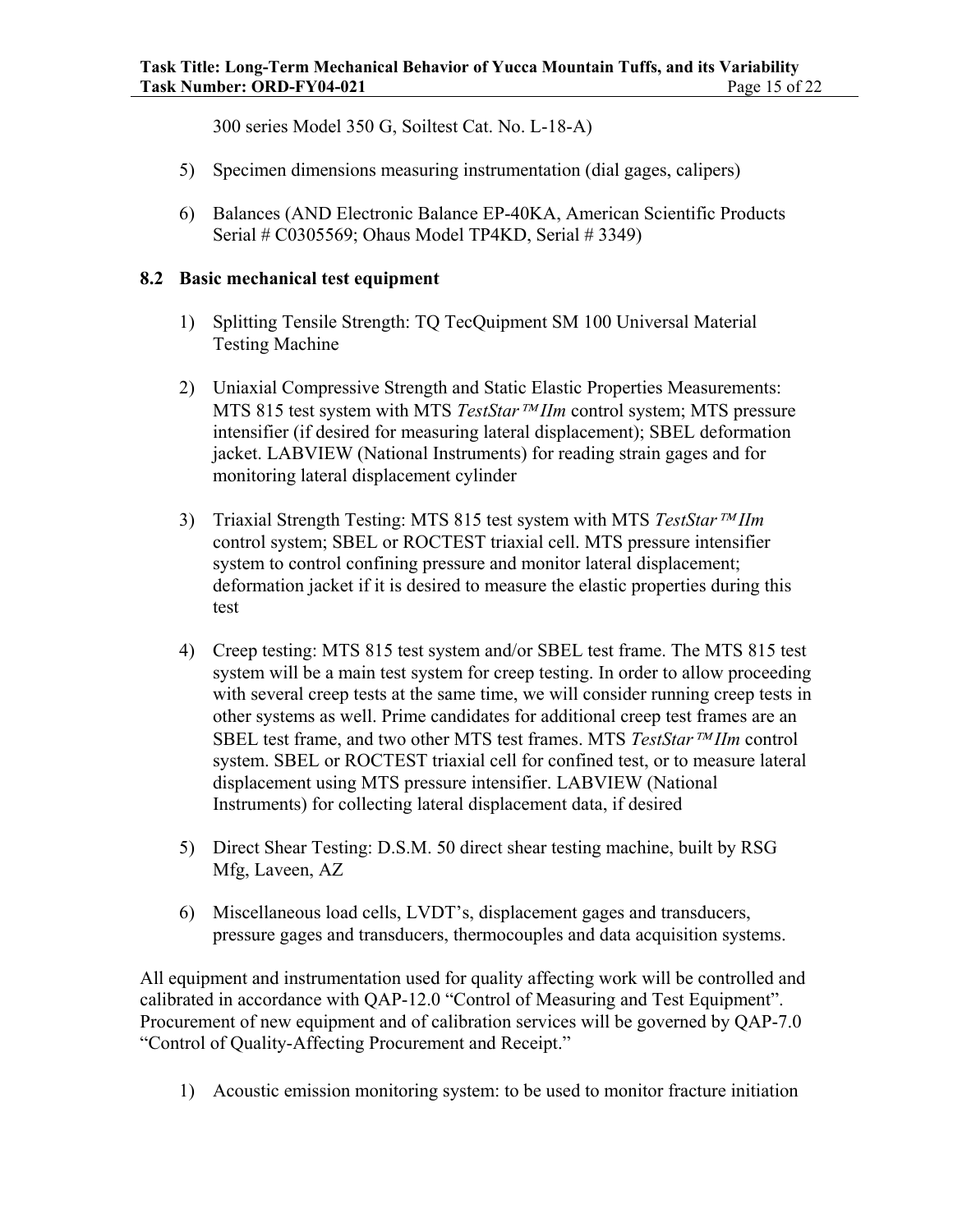300 series Model 350 G, Soiltest Cat. No. L-18-A)

5) Specimen dimensions measuring instrumentation (dial gages, calipers)

6) Balances (AND Electronic Balance EP-40KA, American Scientific Products Serial # C0305569; Ohaus Model TP4KD, Serial # 3349)

### 8.2 Basic mechanical test equipment

1) Splitting Tensile Strength: TQ TecQuipment SM 100 Universal Material Testing Machine

2) Uniaxial Compressive Strength and Static Elastic Properties Measurements: MTS 815 test system with MTS *TestStar™ IIm* control system; MTS pressure intensifier (if desired for measuring lateral displacement); SBEL deformation jacket. LABVIEW (National Instruments) for reading strain gages and for monitoring lateral displacement cylinder

3) Triaxial Strength Testing: MTS 815 test system with MTS *TestStar™ IIm* control system; SBEL or ROCTEST triaxial cell. MTS pressure intensifier system to control confining pressure and monitor lateral displacement; deformation jacket if it is desired to measure the elastic properties during this test

4) Creep testing: MTS 815 test system and/or SBEL test frame. The MTS 815 test system will be a main test system for creep testing. In order to allow proceeding with several creep tests at the same time, we will consider running creep tests in other systems as well. Prime candidates for additional creep test frames are an SBEL test frame, and two other MTS test frames. MTS *TestStar™ IIm* control system. SBEL or ROCTEST triaxial cell for confined test, or to measure lateral displacement using MTS pressure intensifier. LABVIEW (National Instruments) for collecting lateral displacement data, if desired

5) Direct Shear Testing: D.S.M. 50 direct shear testing machine, built by RSG Mfg, Laveen, AZ

6) Miscellaneous load cells, LVDT's, displacement gages and transducers, pressure gages and transducers, thermocouples and data acquisition systems.

All equipment and instrumentation used for quality affecting work will be controlled and calibrated in accordance with QAP-12.0 "Control of Measuring and Test Equipment". Procurement of new equipment and of calibration services will be governed by QAP-7.0 "Control of Quality-Affecting Procurement and Receipt."

1) Acoustic emission monitoring system: to be used to monitor fracture initiation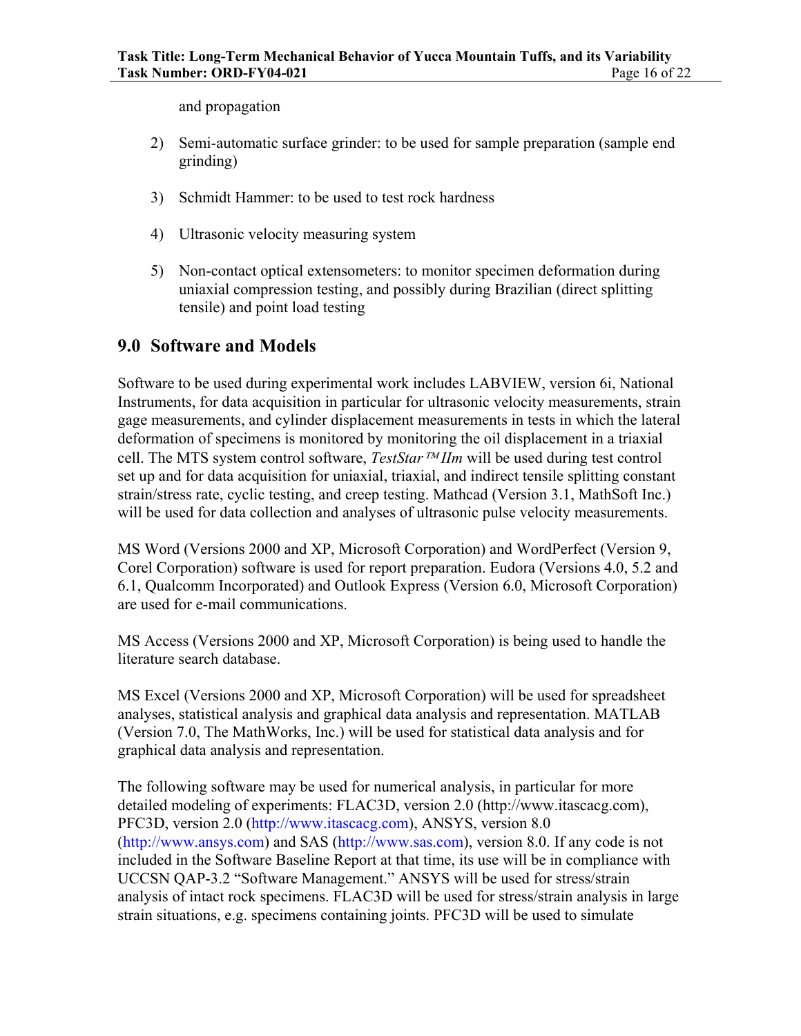and propagation

2) Semi-automatic surface grinder: to be used for sample preparation (sample end grinding)

3) Schmidt Hammer: to be used to test rock hardness

4) Ultrasonic velocity measuring system

5) Non-contact optical extensometers: to monitor specimen deformation during uniaxial compression testing, and possibly during Brazilian (direct splitting tensile) and point load testing

## 9.0 Software and Models

Software to be used during experimental work includes LABVIEW, version 6i, National Instruments, for data acquisition in particular for ultrasonic velocity measurements, strain gage measurements, and cylinder displacement measurements in tests in which the lateral deformation of specimens is monitored by monitoring the oil displacement in a triaxial cell. The MTS system control software, *TestStar™ IIm* will be used during test control set up and for data acquisition for uniaxial, triaxial, and indirect tensile splitting constant strain/stress rate, cyclic testing, and creep testing. Mathcad (Version 3.1, MathSoft Inc.) will be used for data collection and analyses of ultrasonic pulse velocity measurements.

MS Word (Versions 2000 and XP, Microsoft Corporation) and WordPerfect (Version 9, Corel Corporation) software is used for report preparation. Eudora (Versions 4.0, 5.2 and 6.1, Qualcomm Incorporated) and Outlook Express (Version 6.0, Microsoft Corporation) are used for e-mail communications.

MS Access (Versions 2000 and XP, Microsoft Corporation) is being used to handle the literature search database.

MS Excel (Versions 2000 and XP, Microsoft Corporation) will be used for spreadsheet analyses, statistical analysis and graphical data analysis and representation. MATLAB (Version 7.0, The MathWorks, Inc.) will be used for statistical data analysis and for graphical data analysis and representation.

The following software may be used for numerical analysis, in particular for more detailed modeling of experiments: FLAC3D, version 2.0 (http://www.itascacg.com), PFC3D, version 2.0 (http://www.itascacg.com), ANSYS, version 8.0 (http://www.ansys.com) and SAS (http://www.sas.com), version 8.0. If any code is not included in the Software Baseline Report at that time, its use will be in compliance with UCCSN QAP-3.2 "Software Management." ANSYS will be used for stress/strain analysis of intact rock specimens. FLAC3D will be used for stress/strain analysis in large strain situations, e.g. specimens containing joints. PFC3D will be used to simulate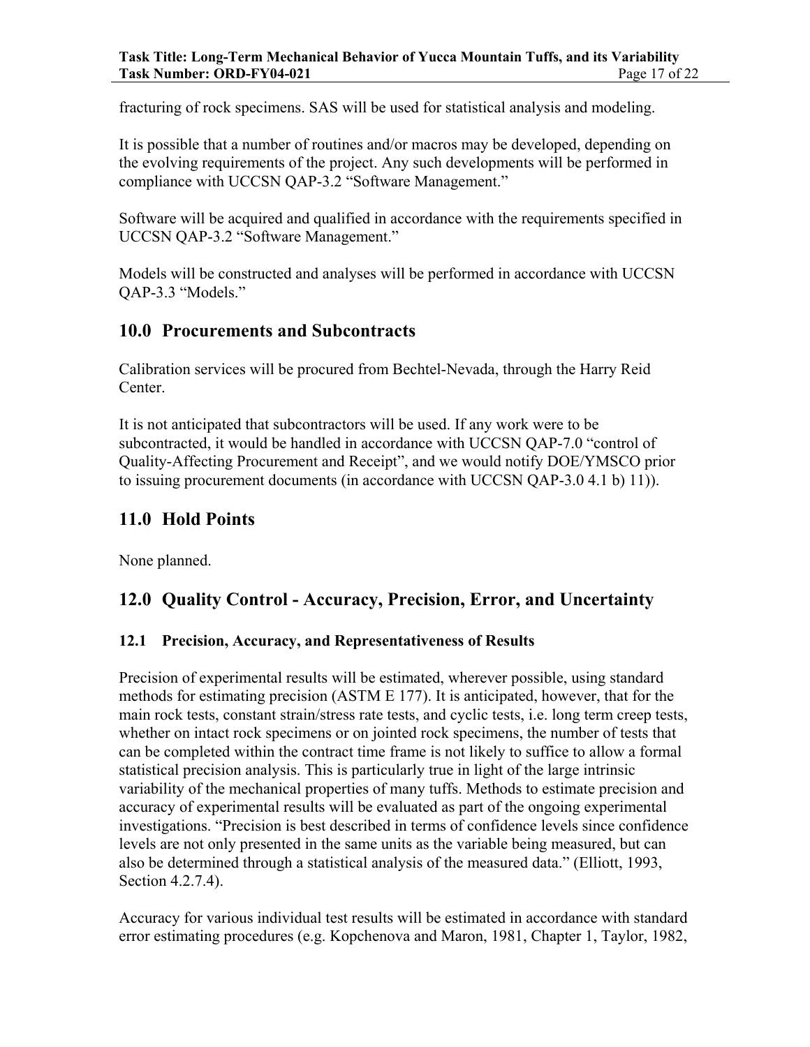fracturing of rock specimens. SAS will be used for statistical analysis and modeling.

It is possible that a number of routines and/or macros may be developed, depending on the evolving requirements of the project. Any such developments will be performed in compliance with UCCSN QAP-3.2 “Software Management.”

Software will be acquired and qualified in accordance with the requirements specified in UCCSN QAP-3.2 “Software Management.”

Models will be constructed and analyses will be performed in accordance with UCCSN QAP-3.3 “Models.”

## 10.0 Procurements and Subcontracts

Calibration services will be procured from Bechtel-Nevada, through the Harry Reid Center.

It is not anticipated that subcontractors will be used. If any work were to be subcontracted, it would be handled in accordance with UCCSN QAP-7.0 “control of Quality-Affecting Procurement and Receipt”, and we would notify DOE/YMSCO prior to issuing procurement documents (in accordance with UCCSN QAP-3.0 4.1 b) 11)).

## 11.0 Hold Points

None planned.

## 12.0 Quality Control - Accuracy, Precision, Error, and Uncertainty

### 12.1 Precision, Accuracy, and Representativeness of Results

Precision of experimental results will be estimated, wherever possible, using standard methods for estimating precision (ASTM E 177). It is anticipated, however, that for the main rock tests, constant strain/stress rate tests, and cyclic tests, i.e. long term creep tests, whether on intact rock specimens or on jointed rock specimens, the number of tests that can be completed within the contract time frame is not likely to suffice to allow a formal statistical precision analysis. This is particularly true in light of the large intrinsic variability of the mechanical properties of many tuffs. Methods to estimate precision and accuracy of experimental results will be evaluated as part of the ongoing experimental investigations. “Precision is best described in terms of confidence levels since confidence levels are not only presented in the same units as the variable being measured, but can also be determined through a statistical analysis of the measured data.” (Elliott, 1993, Section 4.2.7.4).

Accuracy for various individual test results will be estimated in accordance with standard error estimating procedures (e.g. Kopchenova and Maron, 1981, Chapter 1, Taylor, 1982,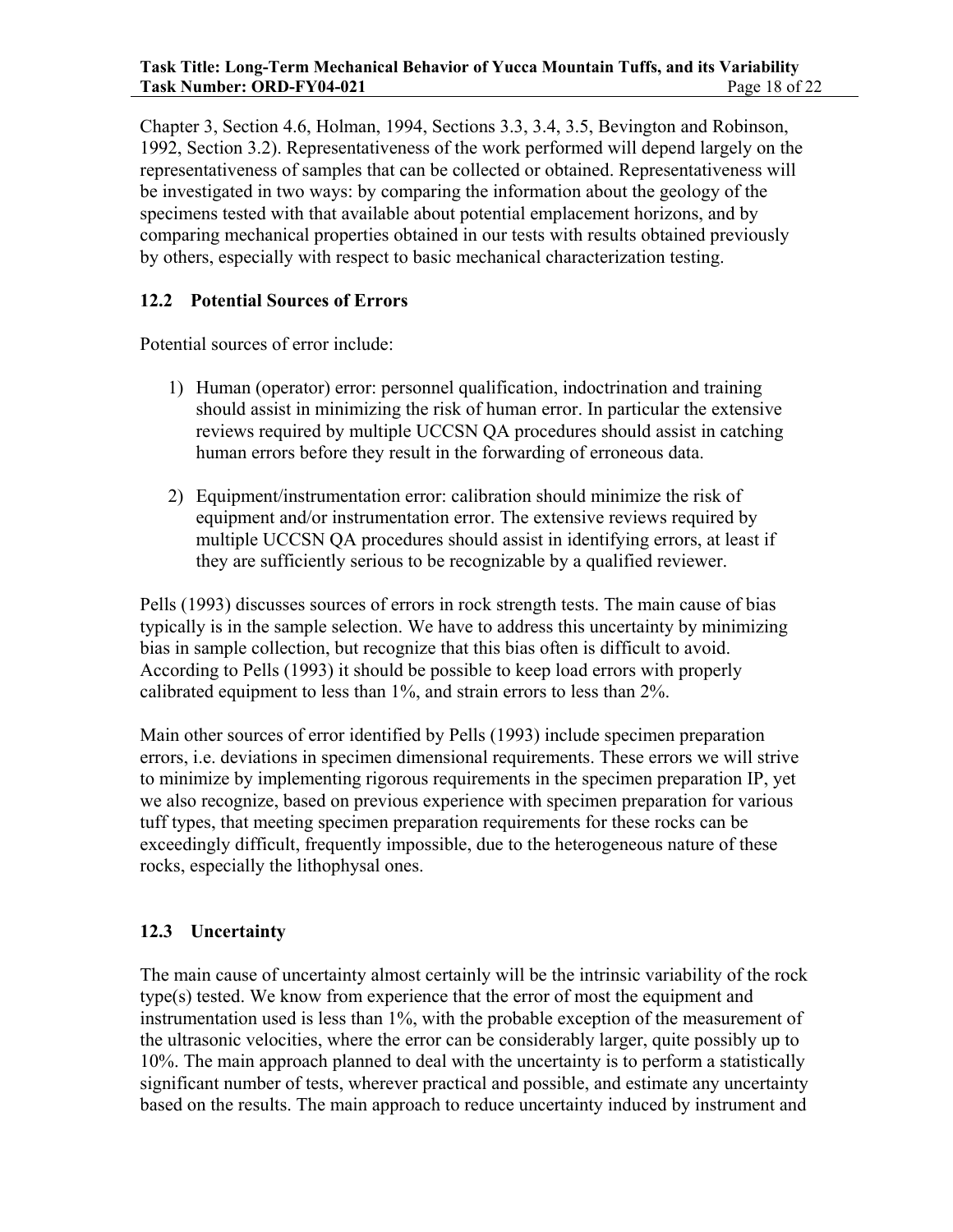Chapter 3, Section 4.6, Holman, 1994, Sections 3.3, 3.4, 3.5, Bevington and Robinson, 1992, Section 3.2). Representativeness of the work performed will depend largely on the representativeness of samples that can be collected or obtained. Representativeness will be investigated in two ways: by comparing the information about the geology of the specimens tested with that available about potential emplacement horizons, and by comparing mechanical properties obtained in our tests with results obtained previously by others, especially with respect to basic mechanical characterization testing.

## 12.2 Potential Sources of Errors

Potential sources of error include:

1) Human (operator) error: personnel qualification, indoctrination and training should assist in minimizing the risk of human error. In particular the extensive reviews required by multiple UCCSN QA procedures should assist in catching human errors before they result in the forwarding of erroneous data.

2) Equipment/instrumentation error: calibration should minimize the risk of equipment and/or instrumentation error. The extensive reviews required by multiple UCCSN QA procedures should assist in identifying errors, at least if they are sufficiently serious to be recognizable by a qualified reviewer.

Pells (1993) discusses sources of errors in rock strength tests. The main cause of bias typically is in the sample selection. We have to address this uncertainty by minimizing bias in sample collection, but recognize that this bias often is difficult to avoid. According to Pells (1993) it should be possible to keep load errors with properly calibrated equipment to less than 1%, and strain errors to less than 2%.

Main other sources of error identified by Pells (1993) include specimen preparation errors, i.e. deviations in specimen dimensional requirements. These errors we will strive to minimize by implementing rigorous requirements in the specimen preparation IP, yet we also recognize, based on previous experience with specimen preparation for various tuff types, that meeting specimen preparation requirements for these rocks can be exceedingly difficult, frequently impossible, due to the heterogeneous nature of these rocks, especially the lithophysal ones.

## 12.3 Uncertainty

The main cause of uncertainty almost certainly will be the intrinsic variability of the rock type(s) tested. We know from experience that the error of most the equipment and instrumentation used is less than 1%, with the probable exception of the measurement of the ultrasonic velocities, where the error can be considerably larger, quite possibly up to 10%. The main approach planned to deal with the uncertainty is to perform a statistically significant number of tests, wherever practical and possible, and estimate any uncertainty based on the results. The main approach to reduce uncertainty induced by instrument and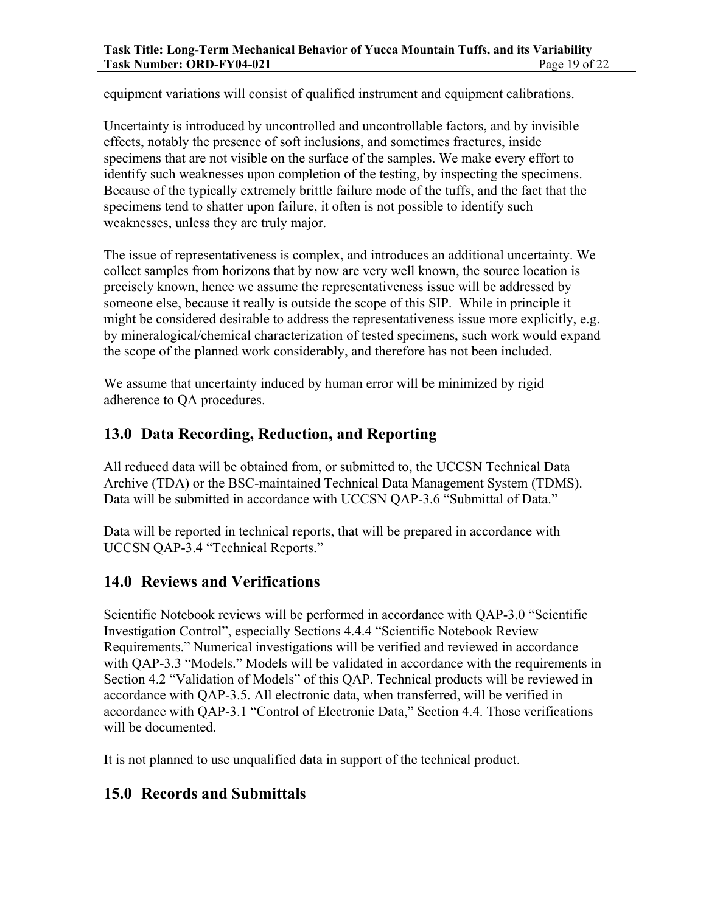equipment variations will consist of qualified instrument and equipment calibrations.

Uncertainty is introduced by uncontrolled and uncontrollable factors, and by invisible effects, notably the presence of soft inclusions, and sometimes fractures, inside specimens that are not visible on the surface of the samples. We make every effort to identify such weaknesses upon completion of the testing, by inspecting the specimens. Because of the typically extremely brittle failure mode of the tuffs, and the fact that the specimens tend to shatter upon failure, it often is not possible to identify such weaknesses, unless they are truly major.

The issue of representativeness is complex, and introduces an additional uncertainty. We collect samples from horizons that by now are very well known, the source location is precisely known, hence we assume the representativeness issue will be addressed by someone else, because it really is outside the scope of this SIP. While in principle it might be considered desirable to address the representativeness issue more explicitly, e.g. by mineralogical/chemical characterization of tested specimens, such work would expand the scope of the planned work considerably, and therefore has not been included.

We assume that uncertainty induced by human error will be minimized by rigid adherence to QA procedures.

## 13.0 Data Recording, Reduction, and Reporting

All reduced data will be obtained from, or submitted to, the UCCSN Technical Data Archive (TDA) or the BSC-maintained Technical Data Management System (TDMS). Data will be submitted in accordance with UCCSN QAP-3.6 "Submittal of Data."

Data will be reported in technical reports, that will be prepared in accordance with UCCSN QAP-3.4 "Technical Reports."

## 14.0 Reviews and Verifications

Scientific Notebook reviews will be performed in accordance with QAP-3.0 "Scientific Investigation Control", especially Sections 4.4.4 "Scientific Notebook Review Requirements." Numerical investigations will be verified and reviewed in accordance with QAP-3.3 "Models." Models will be validated in accordance with the requirements in Section 4.2 "Validation of Models" of this QAP. Technical products will be reviewed in accordance with QAP-3.5. All electronic data, when transferred, will be verified in accordance with QAP-3.1 "Control of Electronic Data," Section 4.4. Those verifications will be documented.

It is not planned to use unqualified data in support of the technical product.

## 15.0 Records and Submittals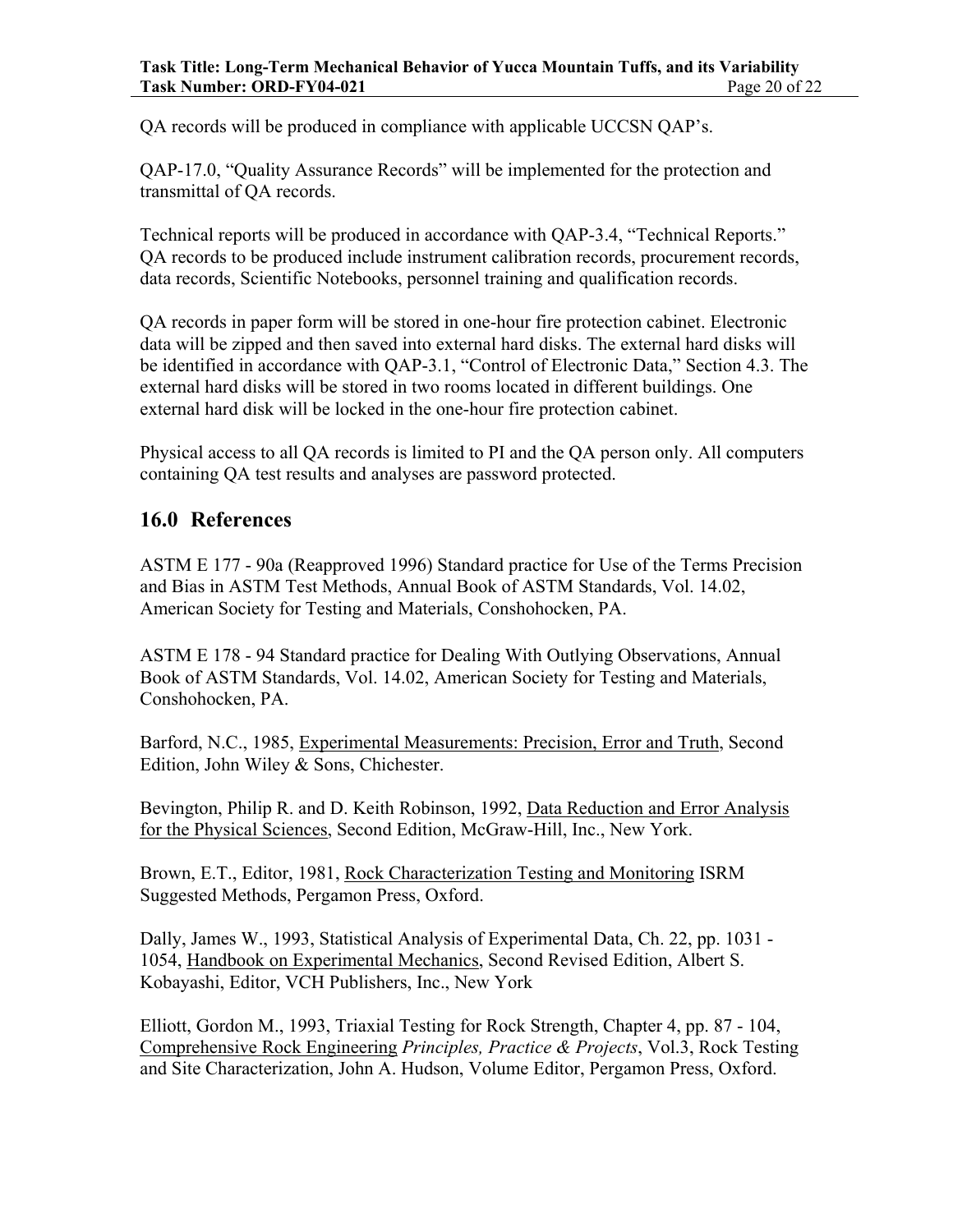QA records will be produced in compliance with applicable UCCSN QAP's.

QAP-17.0, "Quality Assurance Records" will be implemented for the protection and transmittal of QA records.

Technical reports will be produced in accordance with QAP-3.4, "Technical Reports." QA records to be produced include instrument calibration records, procurement records, data records, Scientific Notebooks, personnel training and qualification records.

QA records in paper form will be stored in one-hour fire protection cabinet. Electronic data will be zipped and then saved into external hard disks. The external hard disks will be identified in accordance with QAP-3.1, "Control of Electronic Data," Section 4.3. The external hard disks will be stored in two rooms located in different buildings. One external hard disk will be locked in the one-hour fire protection cabinet.

Physical access to all QA records is limited to PI and the QA person only. All computers containing QA test results and analyses are password protected.

## 16.0 References

ASTM E 177 - 90a (Reapproved 1996) Standard practice for Use of the Terms Precision and Bias in ASTM Test Methods, Annual Book of ASTM Standards, Vol. 14.02, American Society for Testing and Materials, Conshohocken, PA.

ASTM E 178 - 94 Standard practice for Dealing With Outlying Observations, Annual Book of ASTM Standards, Vol. 14.02, American Society for Testing and Materials, Conshohocken, PA.

Barford, N.C., 1985, Experimental Measurements: Precision, Error and Truth, Second Edition, John Wiley & Sons, Chichester.

Bevington, Philip R. and D. Keith Robinson, 1992, Data Reduction and Error Analysis for the Physical Sciences, Second Edition, McGraw-Hill, Inc., New York.

Brown, E.T., Editor, 1981, Rock Characterization Testing and Monitoring ISRM Suggested Methods, Pergamon Press, Oxford.

Dally, James W., 1993, Statistical Analysis of Experimental Data, Ch. 22, pp. 1031 - 1054, Handbook on Experimental Mechanics, Second Revised Edition, Albert S. Kobayashi, Editor, VCH Publishers, Inc., New York

Elliott, Gordon M., 1993, Triaxial Testing for Rock Strength, Chapter 4, pp. 87 - 104, Comprehensive Rock Engineering *Principles, Practice & Projects*, Vol.3, Rock Testing and Site Characterization, John A. Hudson, Volume Editor, Pergamon Press, Oxford.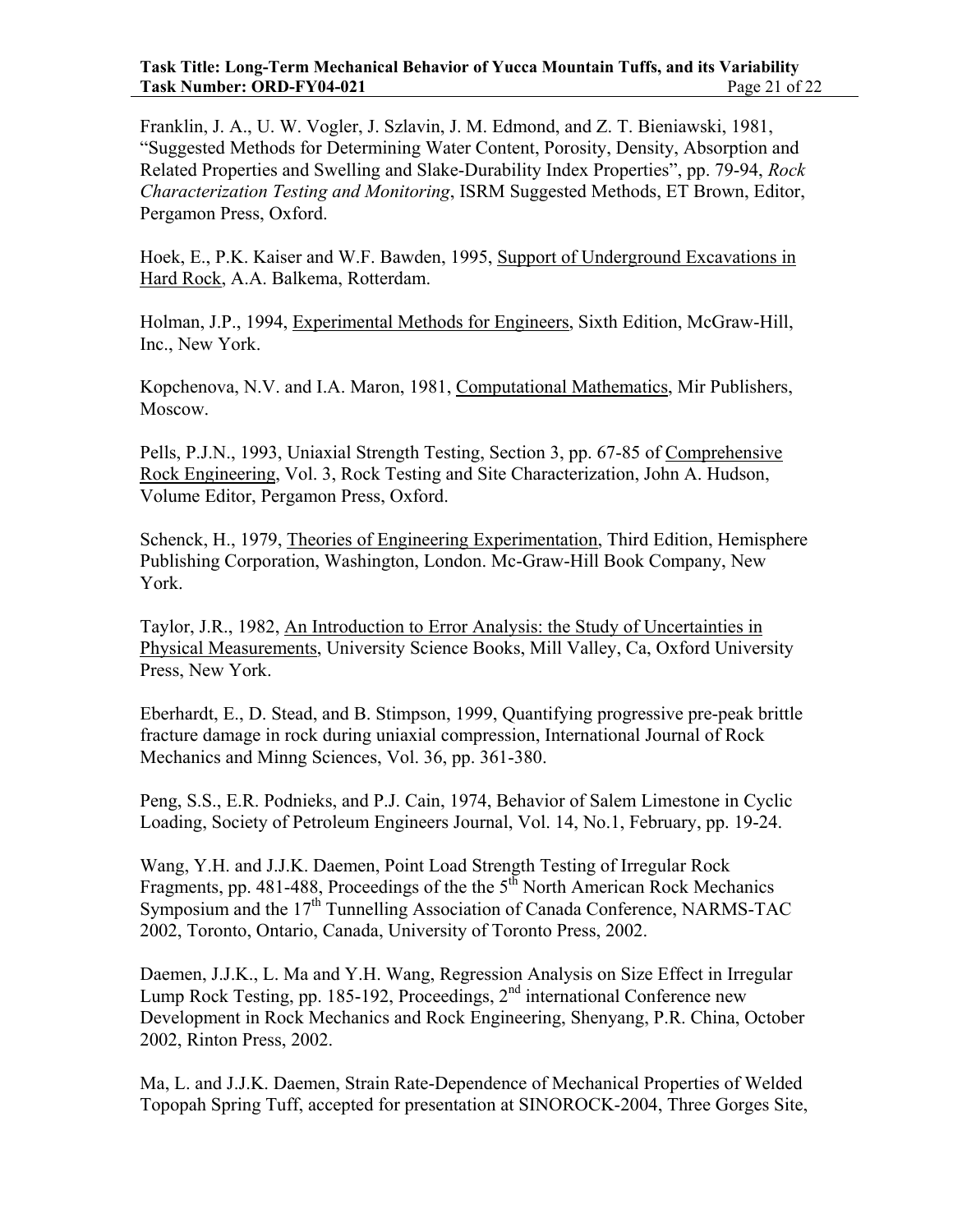Franklin, J. A., U. W. Vogler, J. Szlavin, J. M. Edmond, and Z. T. Bieniawski, 1981, "Suggested Methods for Determining Water Content, Porosity, Density, Absorption and Related Properties and Swelling and Slake-Durability Index Properties", pp. 79-94, *Rock Characterization Testing and Monitoring*, ISRM Suggested Methods, ET Brown, Editor, Pergamon Press, Oxford.

Hoek, E., P.K. Kaiser and W.F. Bawden, 1995, Support of Underground Excavations in Hard Rock, A.A. Balkema, Rotterdam.

Holman, J.P., 1994, Experimental Methods for Engineers, Sixth Edition, McGraw-Hill, Inc., New York.

Kopchenova, N.V. and I.A. Maron, 1981, Computational Mathematics, Mir Publishers, Moscow.

Pells, P.J.N., 1993, Uniaxial Strength Testing, Section 3, pp. 67-85 of Comprehensive Rock Engineering, Vol. 3, Rock Testing and Site Characterization, John A. Hudson, Volume Editor, Pergamon Press, Oxford.

Schenck, H., 1979, Theories of Engineering Experimentation, Third Edition, Hemisphere Publishing Corporation, Washington, London. Mc-Graw-Hill Book Company, New York.

Taylor, J.R., 1982, An Introduction to Error Analysis: the Study of Uncertainties in Physical Measurements, University Science Books, Mill Valley, Ca, Oxford University Press, New York.

Eberhardt, E., D. Stead, and B. Stimpson, 1999, Quantifying progressive pre-peak brittle fracture damage in rock during uniaxial compression, International Journal of Rock Mechanics and Minng Sciences, Vol. 36, pp. 361-380.

Peng, S.S., E.R. Podnieks, and P.J. Cain, 1974, Behavior of Salem Limestone in Cyclic Loading, Society of Petroleum Engineers Journal, Vol. 14, No.1, February, pp. 19-24.

Wang, Y.H. and J.J.K. Daemen, Point Load Strength Testing of Irregular Rock Fragments, pp. 481-488, Proceedings of the the 5th North American Rock Mechanics Symposium and the 17th Tunnelling Association of Canada Conference, NARMS-TAC 2002, Toronto, Ontario, Canada, University of Toronto Press, 2002.

Daemen, J.J.K., L. Ma and Y.H. Wang, Regression Analysis on Size Effect in Irregular Lump Rock Testing, pp. 185-192, Proceedings, 2nd international Conference new Development in Rock Mechanics and Rock Engineering, Shenyang, P.R. China, October 2002, Rinton Press, 2002.

Ma, L. and J.J.K. Daemen, Strain Rate-Dependence of Mechanical Properties of Welded Topopah Spring Tuff, accepted for presentation at SINOROCK-2004, Three Gorges Site,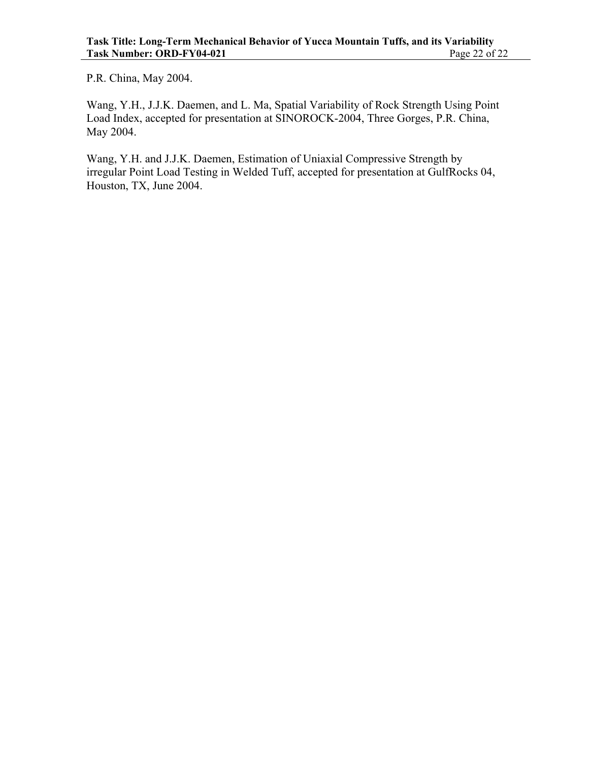P.R. China, May 2004.

Wang, Y.H., J.J.K. Daemen, and L. Ma, Spatial Variability of Rock Strength Using Point Load Index, accepted for presentation at SINOROCK-2004, Three Gorges, P.R. China, May 2004.

Wang, Y.H. and J.J.K. Daemen, Estimation of Uniaxial Compressive Strength by irregular Point Load Testing in Welded Tuff, accepted for presentation at GulfRocks 04, Houston, TX, June 2004.